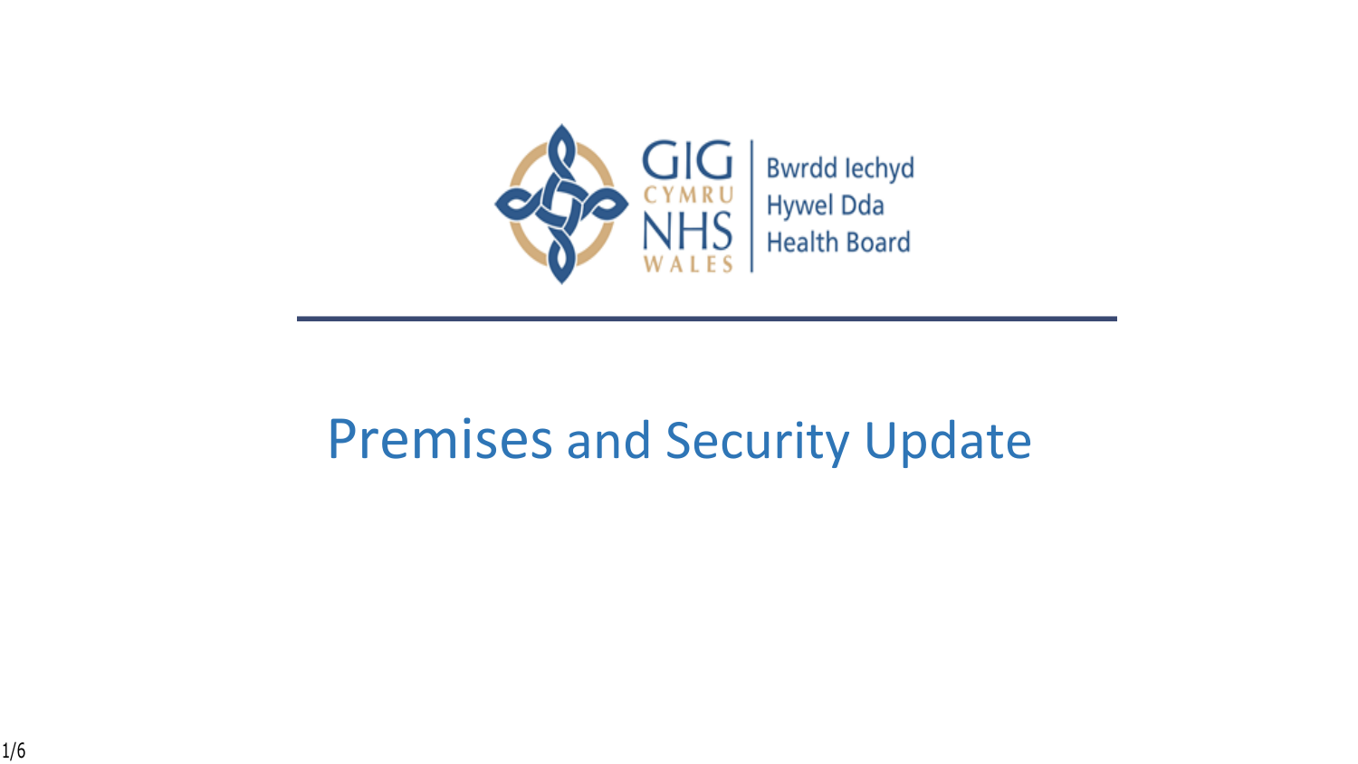GIG CYMRU NHS WALES | Bwrdd Iechyd Hywel Dda Health Board

# Premises and Security Update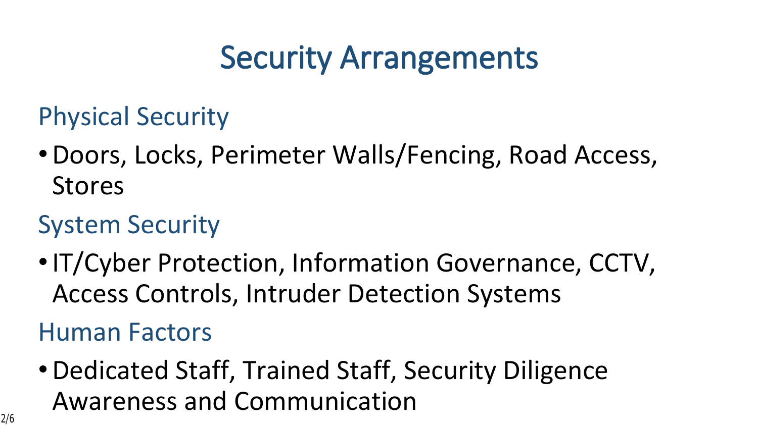# Security Arrangements

## Physical Security

- Doors, Locks, Perimeter Walls/Fencing, Road Access, Stores

## System Security

- IT/Cyber Protection, Information Governance, CCTV, Access Controls, Intruder Detection Systems

## Human Factors

- Dedicated Staff, Trained Staff, Security Diligence Awareness and Communication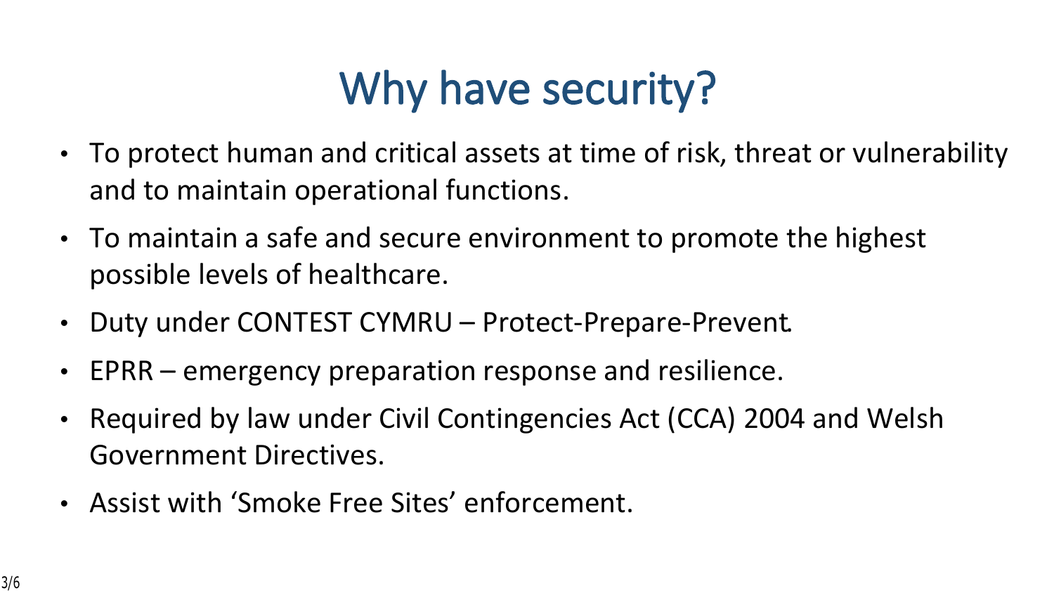# Why have security?

- To protect human and critical assets at time of risk, threat or vulnerability and to maintain operational functions.
- To maintain a safe and secure environment to promote the highest possible levels of healthcare.
- Duty under CONTEST CYMRU – Protect-Prepare-Prevent.
- EPRR – emergency preparation response and resilience.
- Required by law under Civil Contingencies Act (CCA) 2004 and Welsh Government Directives.
- Assist with 'Smoke Free Sites' enforcement.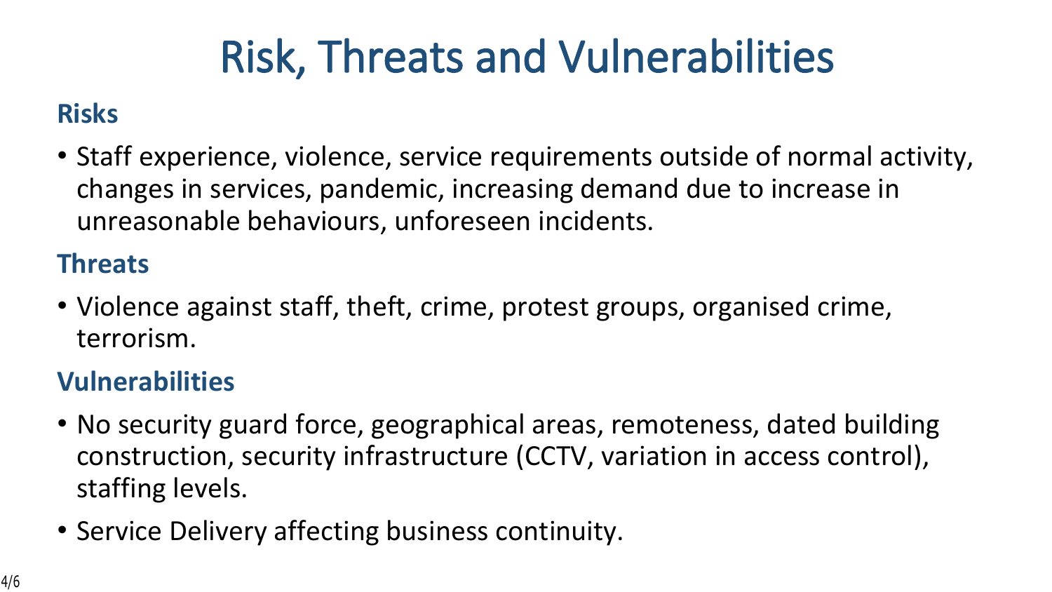# Risk, Threats and Vulnerabilities

### Risks

- Staff experience, violence, service requirements outside of normal activity, changes in services, pandemic, increasing demand due to increase in unreasonable behaviours, unforeseen incidents.

### Threats

- Violence against staff, theft, crime, protest groups, organised crime, terrorism.

### Vulnerabilities

- No security guard force, geographical areas, remoteness, dated building construction, security infrastructure (CCTV, variation in access control), staffing levels.
- Service Delivery affecting business continuity.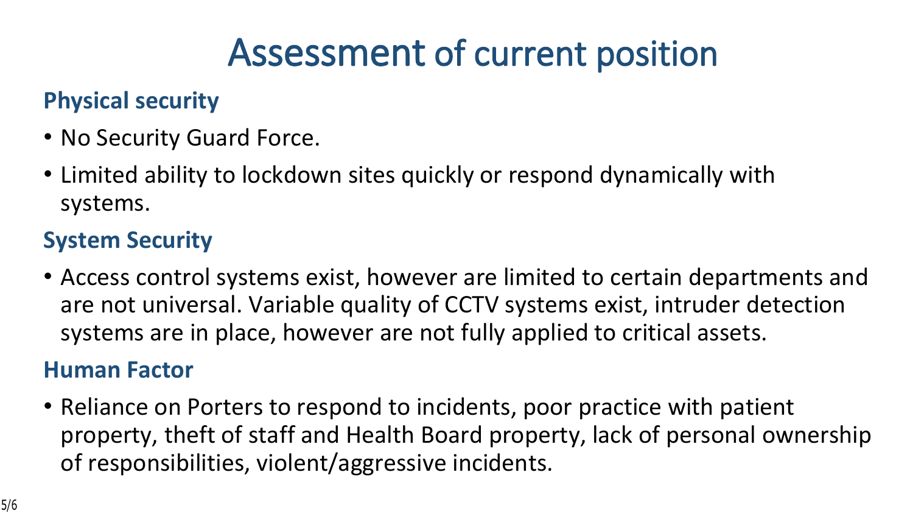# Assessment of current position

### Physical security

- No Security Guard Force.
- Limited ability to lockdown sites quickly or respond dynamically with systems.

### System Security

- Access control systems exist, however are limited to certain departments and are not universal. Variable quality of CCTV systems exist, intruder detection systems are in place, however are not fully applied to critical assets.

### Human Factor

- Reliance on Porters to respond to incidents, poor practice with patient property, theft of staff and Health Board property, lack of personal ownership of responsibilities, violent/aggressive incidents.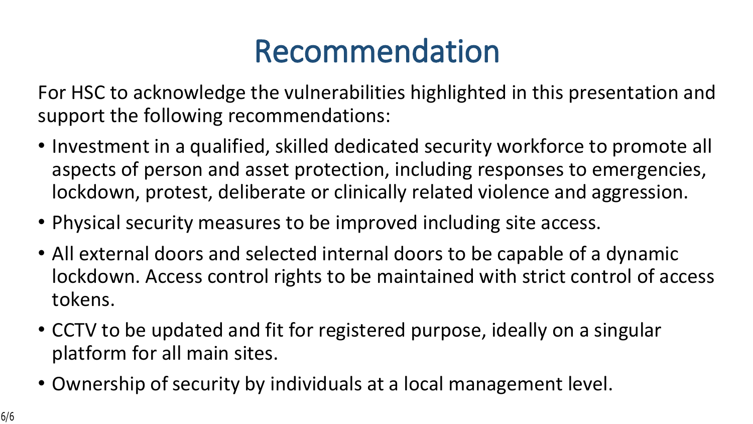# Recommendation

For HSC to acknowledge the vulnerabilities highlighted in this presentation and support the following recommendations:

- Investment in a qualified, skilled dedicated security workforce to promote all aspects of person and asset protection, including responses to emergencies, lockdown, protest, deliberate or clinically related violence and aggression.
- Physical security measures to be improved including site access.
- All external doors and selected internal doors to be capable of a dynamic lockdown. Access control rights to be maintained with strict control of access tokens.
- CCTV to be updated and fit for registered purpose, ideally on a singular platform for all main sites.
- Ownership of security by individuals at a local management level.